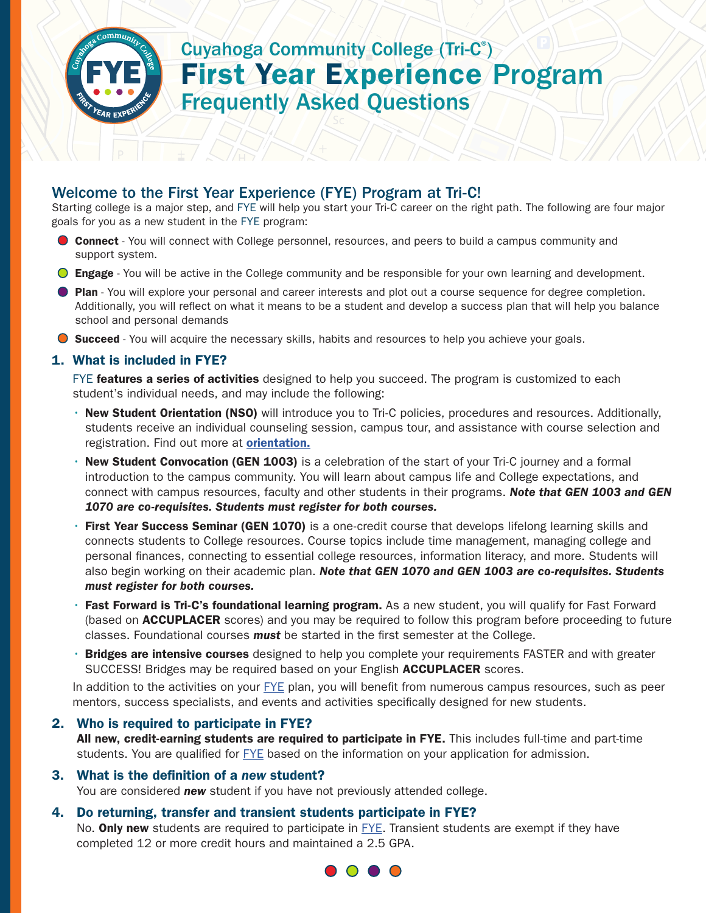# Cuyahoga Community College (Tri-C®)

# First Year Experience Program

## Frequently Asked Questions

## Welcome to the First Year Experience (FYE) Program at Tri-C!

Starting college is a major step, and FYE will help you start your Tri-C career on the right path. The following are four major goals for you as a new student in the FYE program:

- **Connect** - You will connect with College personnel, resources, and peers to build a campus community and support system.
- **Engage** - You will be active in the College community and be responsible for your own learning and development.
- **Plan** - You will explore your personal and career interests and plot out a course sequence for degree completion. Additionally, you will reflect on what it means to be a student and develop a success plan that will help you balance school and personal demands
- **Succeed** - You will acquire the necessary skills, habits and resources to help you achieve your goals.

### 1. What is included in FYE?

FYE **features a series of activities** designed to help you succeed. The program is customized to each student's individual needs, and may include the following:

- **New Student Orientation (NSO)** will introduce you to Tri-C policies, procedures and resources. Additionally, students receive an individual counseling session, campus tour, and assistance with course selection and registration. Find out more at **orientation.**
- **New Student Convocation (GEN 1003)** is a celebration of the start of your Tri-C journey and a formal introduction to the campus community. You will learn about campus life and College expectations, and connect with campus resources, faculty and other students in their programs. ***Note that GEN 1003 and GEN 1070 are co-requisites. Students must register for both courses.***
- **First Year Success Seminar (GEN 1070)** is a one-credit course that develops lifelong learning skills and connects students to College resources. Course topics include time management, managing college and personal finances, connecting to essential college resources, information literacy, and more. Students will also begin working on their academic plan. ***Note that GEN 1070 and GEN 1003 are co-requisites. Students must register for both courses.***
- **Fast Forward is Tri-C's foundational learning program.** As a new student, you will qualify for Fast Forward (based on **ACCUPLACER** scores) and you may be required to follow this program before proceeding to future classes. Foundational courses ***must*** be started in the first semester at the College.
- **Bridges are intensive courses** designed to help you complete your requirements FASTER and with greater SUCCESS! Bridges may be required based on your English **ACCUPLACER** scores.

In addition to the activities on your FYE plan, you will benefit from numerous campus resources, such as peer mentors, success specialists, and events and activities specifically designed for new students.

### 2. Who is required to participate in FYE?

**All new, credit-earning students are required to participate in FYE.** This includes full-time and part-time students. You are qualified for FYE based on the information on your application for admission.

### 3. What is the definition of a *new* student?

You are considered ***new*** student if you have not previously attended college.

### 4. Do returning, transfer and transient students participate in FYE?

No. **Only new** students are required to participate in FYE. Transient students are exempt if they have completed 12 or more credit hours and maintained a 2.5 GPA.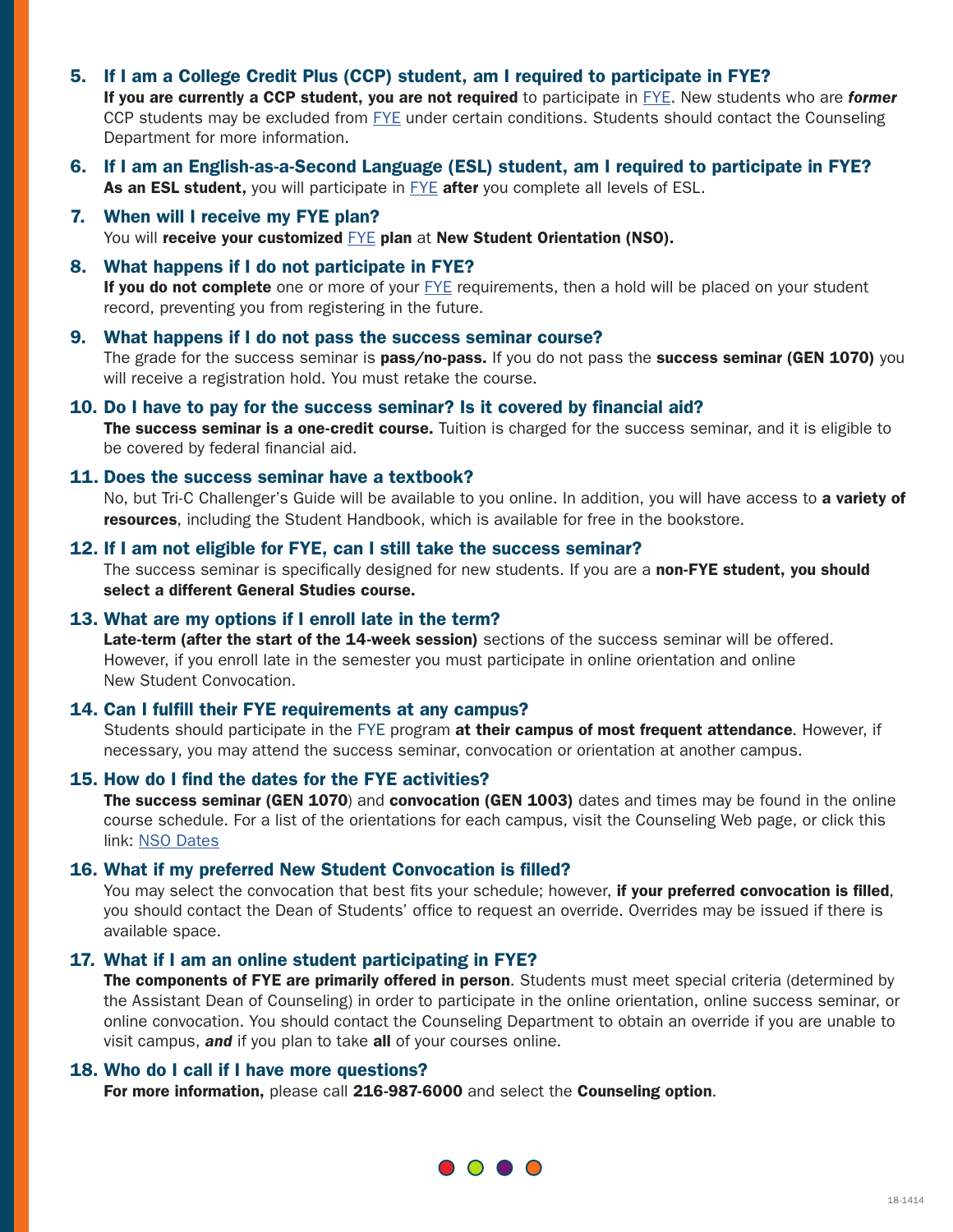5. **If I am a College Credit Plus (CCP) student, am I required to participate in FYE?**
   **If you are currently a CCP student, you are not required** to participate in FYE. New students who are ***former*** CCP students may be excluded from FYE under certain conditions. Students should contact the Counseling Department for more information.

6. **If I am an English-as-a-Second Language (ESL) student, am I required to participate in FYE?**
   **As an ESL student,** you will participate in FYE **after** you complete all levels of ESL.

7. **When will I receive my FYE plan?**
   You will **receive your customized** FYE **plan** at **New Student Orientation (NSO).**

8. **What happens if I do not participate in FYE?**
   **If you do not complete** one or more of your FYE requirements, then a hold will be placed on your student record, preventing you from registering in the future.

9. **What happens if I do not pass the success seminar course?**
   The grade for the success seminar is **pass/no-pass.** If you do not pass the **success seminar (GEN 1070)** you will receive a registration hold. You must retake the course.

10. **Do I have to pay for the success seminar? Is it covered by financial aid?**
    **The success seminar is a one-credit course.** Tuition is charged for the success seminar, and it is eligible to be covered by federal financial aid.

11. **Does the success seminar have a textbook?**
    No, but Tri-C Challenger's Guide will be available to you online. In addition, you will have access to **a variety of resources**, including the Student Handbook, which is available for free in the bookstore.

12. **If I am not eligible for FYE, can I still take the success seminar?**
    The success seminar is specifically designed for new students. If you are a **non-FYE student, you should select a different General Studies course.**

13. **What are my options if I enroll late in the term?**
    **Late-term (after the start of the 14-week session)** sections of the success seminar will be offered. However, if you enroll late in the semester you must participate in online orientation and online New Student Convocation.

14. **Can I fulfill their FYE requirements at any campus?**
    Students should participate in the FYE program **at their campus of most frequent attendance**. However, if necessary, you may attend the success seminar, convocation or orientation at another campus.

15. **How do I find the dates for the FYE activities?**
    **The success seminar (GEN 1070**) and **convocation (GEN 1003)** dates and times may be found in the online course schedule. For a list of the orientations for each campus, visit the Counseling Web page, or click this link: NSO Dates

16. **What if my preferred New Student Convocation is filled?**
    You may select the convocation that best fits your schedule; however, **if your preferred convocation is filled**, you should contact the Dean of Students' office to request an override. Overrides may be issued if there is available space.

17. **What if I am an online student participating in FYE?**
    **The components of FYE are primarily offered in person**. Students must meet special criteria (determined by the Assistant Dean of Counseling) in order to participate in the online orientation, online success seminar, or online convocation. You should contact the Counseling Department to obtain an override if you are unable to visit campus, ***and*** if you plan to take **all** of your courses online.

18. **Who do I call if I have more questions?**
    **For more information,** please call **216-987-6000** and select the **Counseling option**.

18-1414